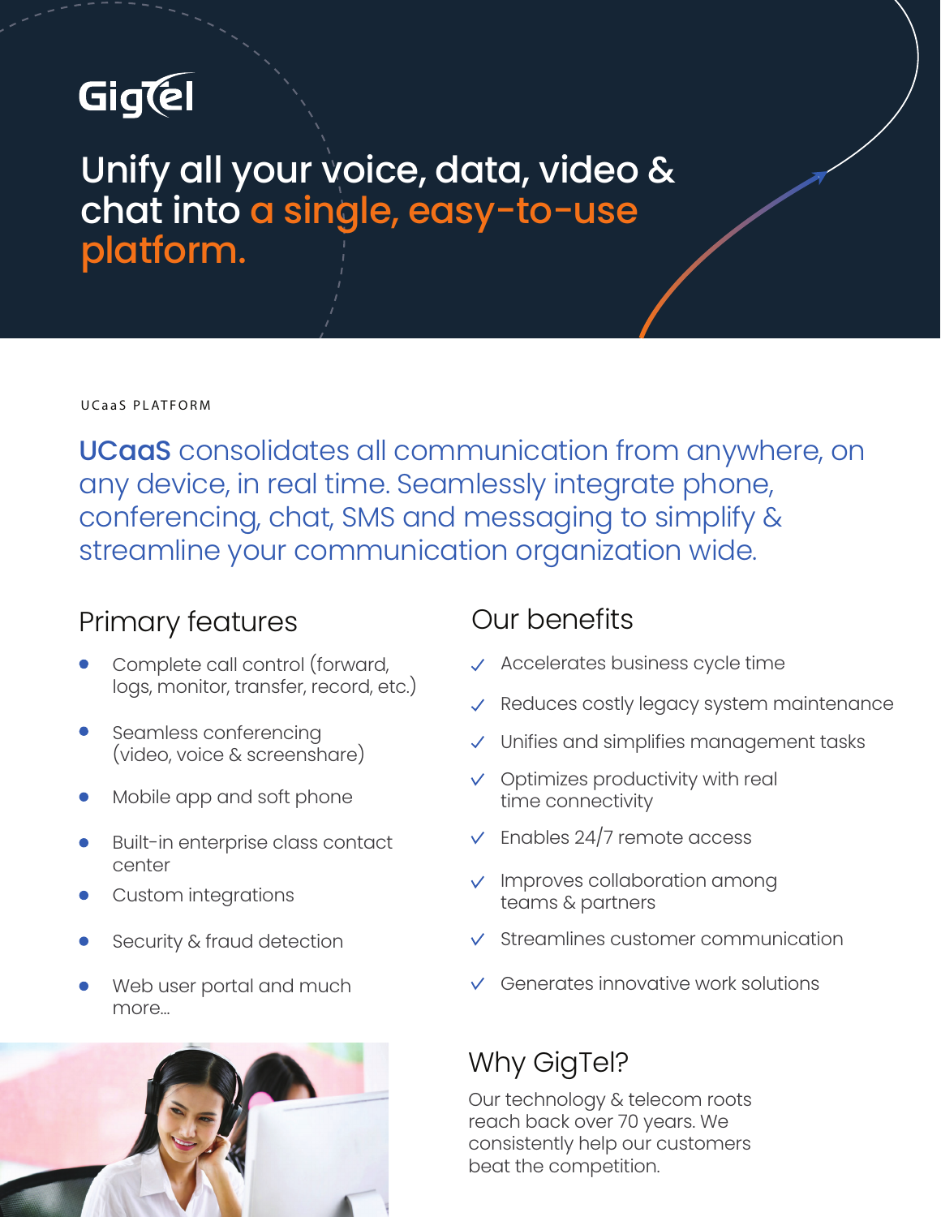GigTel

# Unify all your voice, data, video & chat into a single, easy-to-use platform.

UCaaS PLATFORM

**UCaaS** consolidates all communication from anywhere, on any device, in real time. Seamlessly integrate phone, conferencing, chat, SMS and messaging to simplify & streamline your communication organization wide.

## Primary features

- Complete call control (forward, logs, monitor, transfer, record, etc.)
- Seamless conferencing (video, voice & screenshare)
- Mobile app and soft phone
- Built-in enterprise class contact center
- Custom integrations
- Security & fraud detection
- Web user portal and much more...

## Our benefits

- ✓ Accelerates business cycle time
- ✓ Reduces costly legacy system maintenance
- ✓ Unifies and simplifies management tasks
- ✓ Optimizes productivity with real time connectivity
- ✓ Enables 24/7 remote access
- ✓ Improves collaboration among teams & partners
- ✓ Streamlines customer communication
- ✓ Generates innovative work solutions

## Why GigTel?

Our technology & telecom roots reach back over 70 years. We consistently help our customers beat the competition.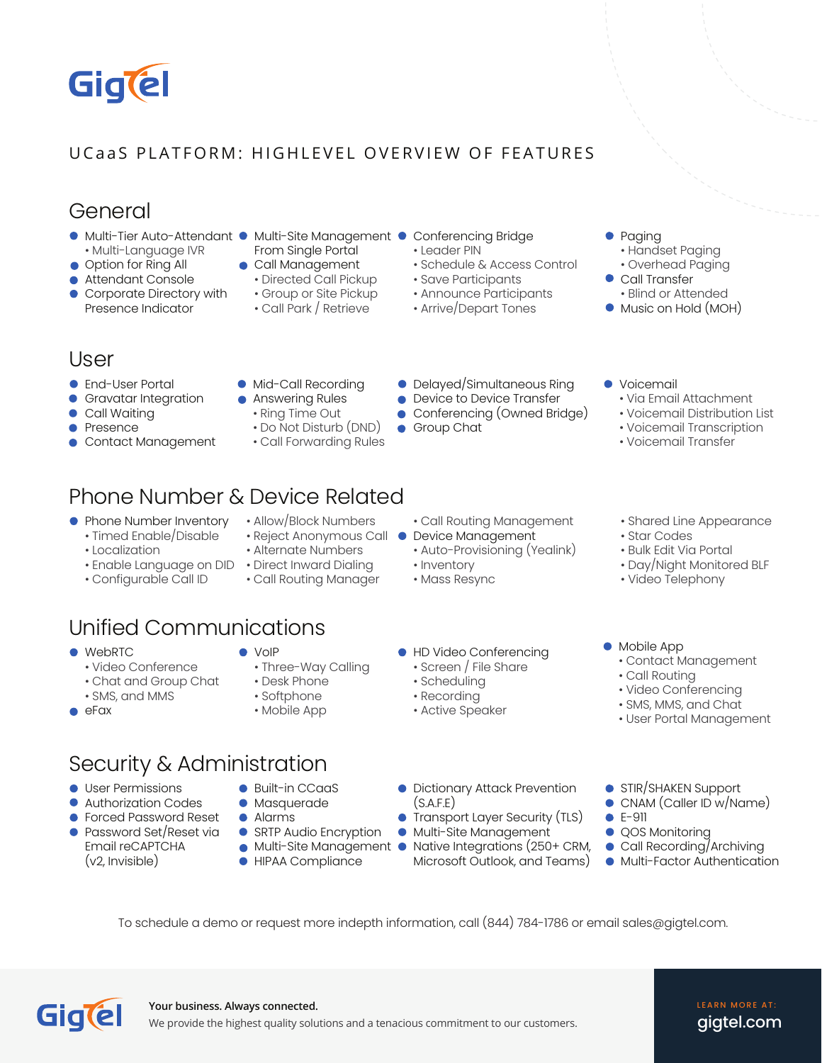Gigtel

UCaaS PLATFORM: HIGHLEVEL OVERVIEW OF FEATURES

## General

- Multi-Tier Auto-Attendant
  - Multi-Language IVR
- Option for Ring All
- Attendant Console
- Corporate Directory with Presence Indicator
- Multi-Site Management From Single Portal
- Call Management
  - Directed Call Pickup
  - Group or Site Pickup
  - Call Park / Retrieve
- Conferencing Bridge
  - Leader PIN
  - Schedule & Access Control
  - Save Participants
  - Announce Participants
  - Arrive/Depart Tones
- Paging
  - Handset Paging
  - Overhead Paging
- Call Transfer
  - Blind or Attended
- Music on Hold (MOH)

## User

- End-User Portal
- Gravatar Integration
- Call Waiting
- Presence
- Contact Management
- Mid-Call Recording
- Answering Rules
  - Ring Time Out
  - Do Not Disturb (DND)
  - Call Forwarding Rules
- Delayed/Simultaneous Ring
- Device to Device Transfer
- Conferencing (Owned Bridge)
- Group Chat
- Voicemail
  - Via Email Attachment
  - Voicemail Distribution List
  - Voicemail Transcription
  - Voicemail Transfer

## Phone Number & Device Related

- Phone Number Inventory
  - Timed Enable/Disable
  - Localization
  - Enable Language on DID
  - Configurable Call ID
  - Allow/Block Numbers
  - Reject Anonymous Call
  - Alternate Numbers
  - Direct Inward Dialing
  - Call Routing Manager
  - Call Routing Management
- Device Management
  - Auto-Provisioning (Yealink)
  - Inventory
  - Mass Resync
  - Shared Line Appearance
  - Star Codes
  - Bulk Edit Via Portal
  - Day/Night Monitored BLF
  - Video Telephony

## Unified Communications

- WebRTC
  - Video Conference
  - Chat and Group Chat
  - SMS, and MMS
- eFax
- VoIP
  - Three-Way Calling
  - Desk Phone
  - Softphone
  - Mobile App
- HD Video Conferencing
  - Screen / File Share
  - Scheduling
  - Recording
  - Active Speaker
- Mobile App
  - Contact Management
  - Call Routing
  - Video Conferencing
  - SMS, MMS, and Chat
  - User Portal Management

## Security & Administration

- User Permissions
- Authorization Codes
- Forced Password Reset
- Password Set/Reset via Email reCAPTCHA (v2, Invisible)
- Built-in CCaaS
- Masquerade
- Alarms
- SRTP Audio Encryption
- Multi-Site Management
- HIPAA Compliance
- Dictionary Attack Prevention (S.A.F.E)
- Transport Layer Security (TLS)
- Multi-Site Management
- Native Integrations (250+ CRM, Microsoft Outlook, and Teams)
- STIR/SHAKEN Support
- CNAM (Caller ID w/Name)
- E-911
- QOS Monitoring
- Call Recording/Archiving
- Multi-Factor Authentication

To schedule a demo or request more indepth information, call (844) 784-1786 or email sales@gigtel.com.

Gigtel

**Your business. Always connected.**

We provide the highest quality solutions and a tenacious commitment to our customers.

LEARN MORE AT:

gigtel.com